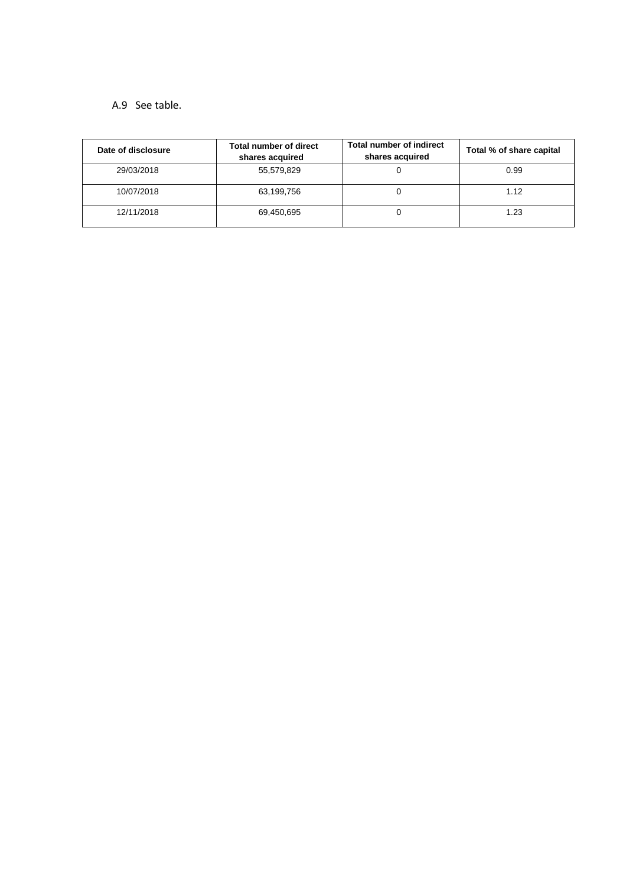A.9 See table.

| Date of disclosure | Total number of direct shares acquired | Total number of indirect shares acquired | Total % of share capital |
|---|---|---|---|
| 29/03/2018 | 55,579,829 | 0 | 0.99 |
| 10/07/2018 | 63,199,756 | 0 | 1.12 |
| 12/11/2018 | 69,450,695 | 0 | 1.23 |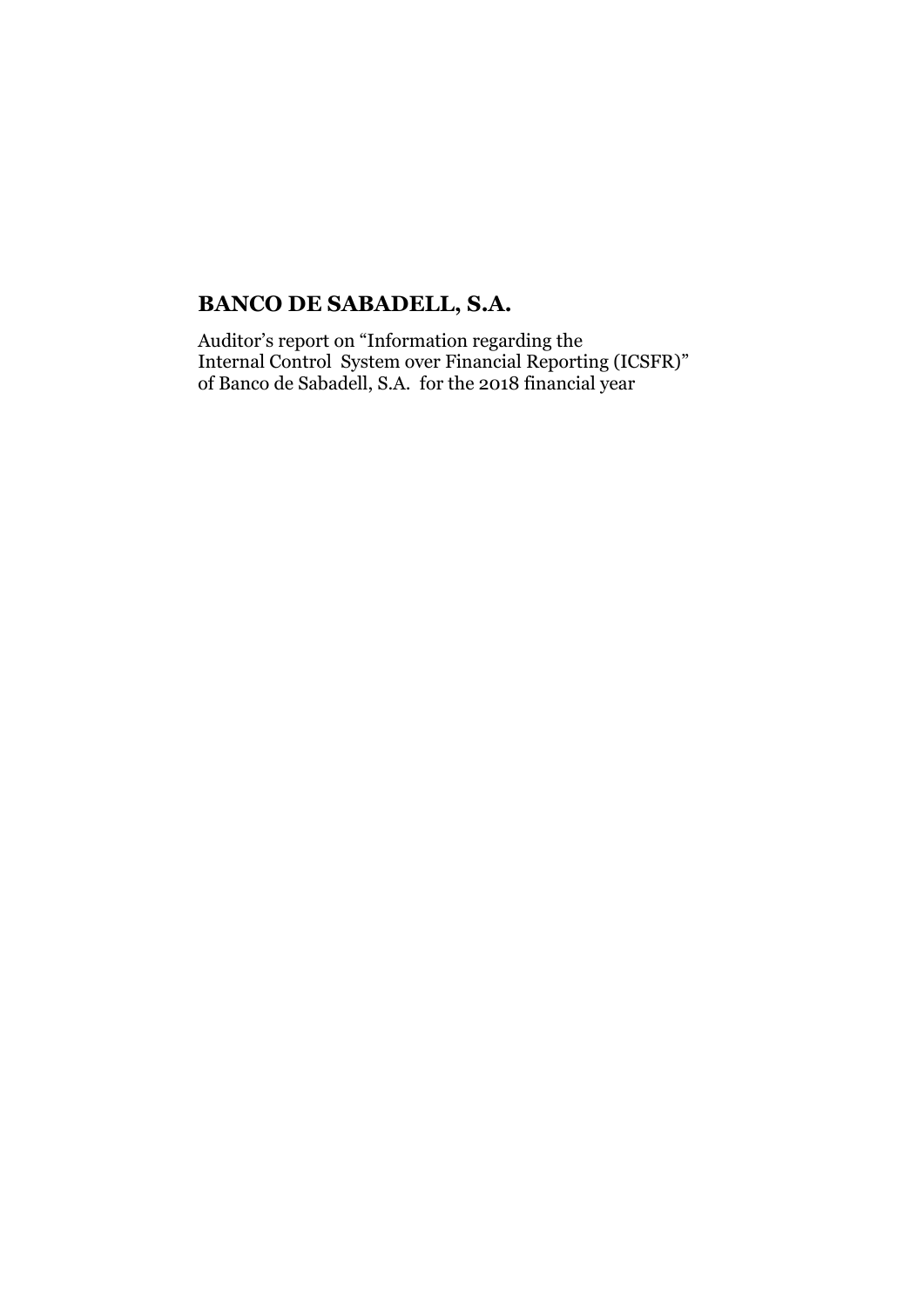# BANCO DE SABADELL, S.A.

Auditor's report on "Information regarding the Internal Control System over Financial Reporting (ICSFR)" of Banco de Sabadell, S.A. for the 2018 financial year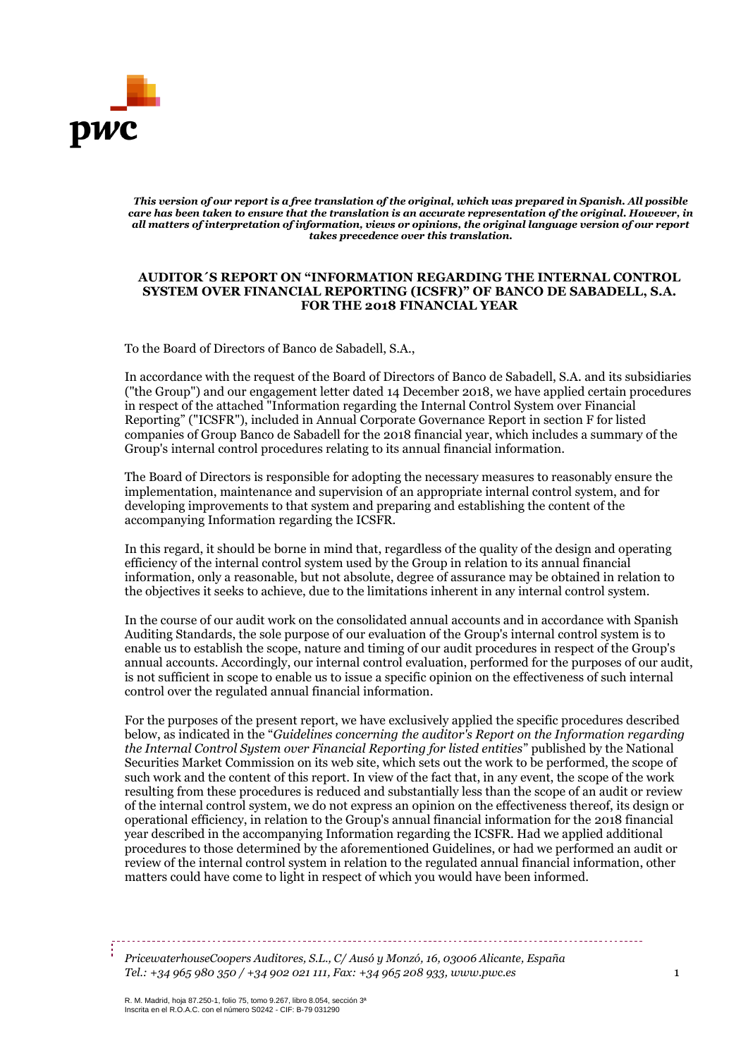***This version of our report is a free translation of the original, which was prepared in Spanish. All possible care has been taken to ensure that the translation is an accurate representation of the original. However, in all matters of interpretation of information, views or opinions, the original language version of our report takes precedence over this translation.***

**AUDITOR´S REPORT ON "INFORMATION REGARDING THE INTERNAL CONTROL SYSTEM OVER FINANCIAL REPORTING (ICSFR)" OF BANCO DE SABADELL, S.A. FOR THE 2018 FINANCIAL YEAR**

To the Board of Directors of Banco de Sabadell, S.A.,

In accordance with the request of the Board of Directors of Banco de Sabadell, S.A. and its subsidiaries ("the Group") and our engagement letter dated 14 December 2018, we have applied certain procedures in respect of the attached "Information regarding the Internal Control System over Financial Reporting" ("ICSFR"), included in Annual Corporate Governance Report in section F for listed companies of Group Banco de Sabadell for the 2018 financial year, which includes a summary of the Group's internal control procedures relating to its annual financial information.

The Board of Directors is responsible for adopting the necessary measures to reasonably ensure the implementation, maintenance and supervision of an appropriate internal control system, and for developing improvements to that system and preparing and establishing the content of the accompanying Information regarding the ICSFR.

In this regard, it should be borne in mind that, regardless of the quality of the design and operating efficiency of the internal control system used by the Group in relation to its annual financial information, only a reasonable, but not absolute, degree of assurance may be obtained in relation to the objectives it seeks to achieve, due to the limitations inherent in any internal control system.

In the course of our audit work on the consolidated annual accounts and in accordance with Spanish Auditing Standards, the sole purpose of our evaluation of the Group's internal control system is to enable us to establish the scope, nature and timing of our audit procedures in respect of the Group's annual accounts. Accordingly, our internal control evaluation, performed for the purposes of our audit, is not sufficient in scope to enable us to issue a specific opinion on the effectiveness of such internal control over the regulated annual financial information.

For the purposes of the present report, we have exclusively applied the specific procedures described below, as indicated in the "*Guidelines concerning the auditor's Report on the Information regarding the Internal Control System over Financial Reporting for listed entities*" published by the National Securities Market Commission on its web site, which sets out the work to be performed, the scope of such work and the content of this report. In view of the fact that, in any event, the scope of the work resulting from these procedures is reduced and substantially less than the scope of an audit or review of the internal control system, we do not express an opinion on the effectiveness thereof, its design or operational efficiency, in relation to the Group's annual financial information for the 2018 financial year described in the accompanying Information regarding the ICSFR. Had we applied additional procedures to those determined by the aforementioned Guidelines, or had we performed an audit or review of the internal control system in relation to the regulated annual financial information, other matters could have come to light in respect of which you would have been informed.

*PricewaterhouseCoopers Auditores, S.L., C/ Ausó y Monzó, 16, 03006 Alicante, España*
*Tel.: +34 965 980 350 / +34 902 021 111, Fax: +34 965 208 933, www.pwc.es*

R. M. Madrid, hoja 87.250-1, folio 75, tomo 9.267, libro 8.054, sección 3ª
Inscrita en el R.O.A.C. con el número S0242 - CIF: B-79 031290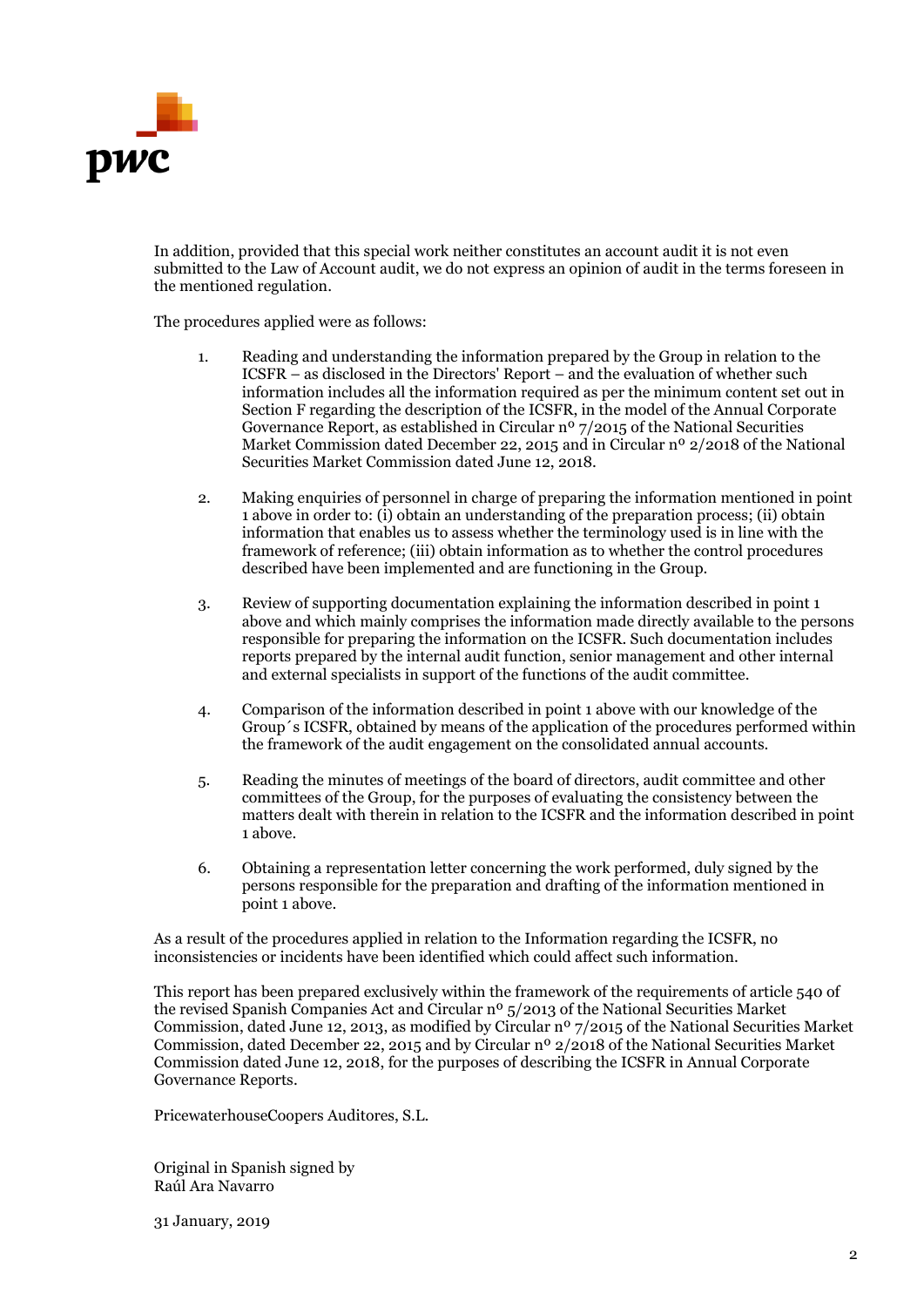In addition, provided that this special work neither constitutes an account audit it is not even submitted to the Law of Account audit, we do not express an opinion of audit in the terms foreseen in the mentioned regulation.

The procedures applied were as follows:

1. Reading and understanding the information prepared by the Group in relation to the ICSFR – as disclosed in the Directors' Report – and the evaluation of whether such information includes all the information required as per the minimum content set out in Section F regarding the description of the ICSFR, in the model of the Annual Corporate Governance Report, as established in Circular nº 7/2015 of the National Securities Market Commission dated December 22, 2015 and in Circular nº 2/2018 of the National Securities Market Commission dated June 12, 2018.

2. Making enquiries of personnel in charge of preparing the information mentioned in point 1 above in order to: (i) obtain an understanding of the preparation process; (ii) obtain information that enables us to assess whether the terminology used is in line with the framework of reference; (iii) obtain information as to whether the control procedures described have been implemented and are functioning in the Group.

3. Review of supporting documentation explaining the information described in point 1 above and which mainly comprises the information made directly available to the persons responsible for preparing the information on the ICSFR. Such documentation includes reports prepared by the internal audit function, senior management and other internal and external specialists in support of the functions of the audit committee.

4. Comparison of the information described in point 1 above with our knowledge of the Group´s ICSFR, obtained by means of the application of the procedures performed within the framework of the audit engagement on the consolidated annual accounts.

5. Reading the minutes of meetings of the board of directors, audit committee and other committees of the Group, for the purposes of evaluating the consistency between the matters dealt with therein in relation to the ICSFR and the information described in point 1 above.

6. Obtaining a representation letter concerning the work performed, duly signed by the persons responsible for the preparation and drafting of the information mentioned in point 1 above.

As a result of the procedures applied in relation to the Information regarding the ICSFR, no inconsistencies or incidents have been identified which could affect such information.

This report has been prepared exclusively within the framework of the requirements of article 540 of the revised Spanish Companies Act and Circular nº 5/2013 of the National Securities Market Commission, dated June 12, 2013, as modified by Circular nº 7/2015 of the National Securities Market Commission, dated December 22, 2015 and by Circular nº 2/2018 of the National Securities Market Commission dated June 12, 2018, for the purposes of describing the ICSFR in Annual Corporate Governance Reports.

PricewaterhouseCoopers Auditores, S.L.

Original in Spanish signed by
Raúl Ara Navarro

31 January, 2019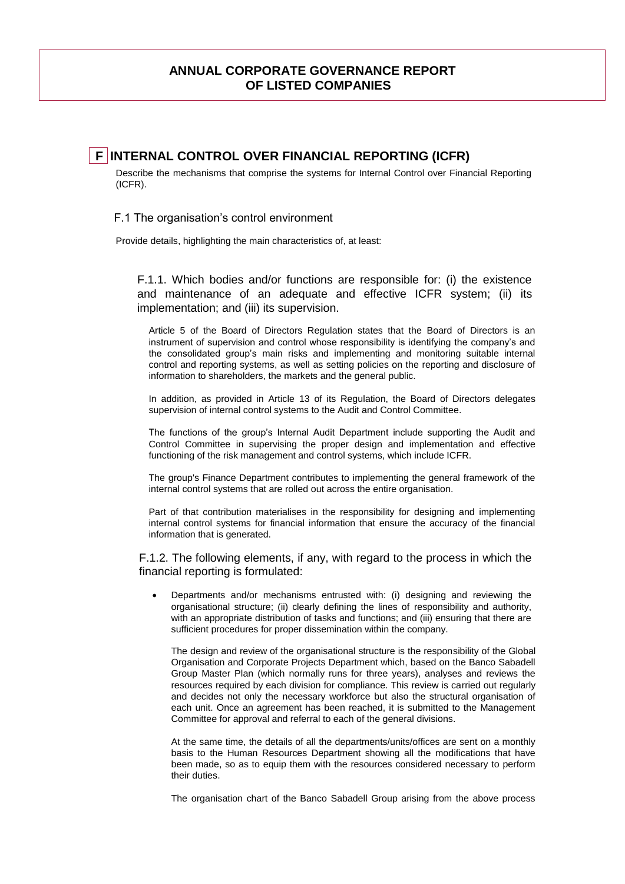# ANNUAL CORPORATE GOVERNANCE REPORT OF LISTED COMPANIES

## F INTERNAL CONTROL OVER FINANCIAL REPORTING (ICFR)

Describe the mechanisms that comprise the systems for Internal Control over Financial Reporting (ICFR).

### F.1 The organisation's control environment

Provide details, highlighting the main characteristics of, at least:

#### F.1.1. Which bodies and/or functions are responsible for: (i) the existence and maintenance of an adequate and effective ICFR system; (ii) its implementation; and (iii) its supervision.

Article 5 of the Board of Directors Regulation states that the Board of Directors is an instrument of supervision and control whose responsibility is identifying the company's and the consolidated group's main risks and implementing and monitoring suitable internal control and reporting systems, as well as setting policies on the reporting and disclosure of information to shareholders, the markets and the general public.

In addition, as provided in Article 13 of its Regulation, the Board of Directors delegates supervision of internal control systems to the Audit and Control Committee.

The functions of the group's Internal Audit Department include supporting the Audit and Control Committee in supervising the proper design and implementation and effective functioning of the risk management and control systems, which include ICFR.

The group's Finance Department contributes to implementing the general framework of the internal control systems that are rolled out across the entire organisation.

Part of that contribution materialises in the responsibility for designing and implementing internal control systems for financial information that ensure the accuracy of the financial information that is generated.

#### F.1.2. The following elements, if any, with regard to the process in which the financial reporting is formulated:

- Departments and/or mechanisms entrusted with: (i) designing and reviewing the organisational structure; (ii) clearly defining the lines of responsibility and authority, with an appropriate distribution of tasks and functions; and (iii) ensuring that there are sufficient procedures for proper dissemination within the company.

  The design and review of the organisational structure is the responsibility of the Global Organisation and Corporate Projects Department which, based on the Banco Sabadell Group Master Plan (which normally runs for three years), analyses and reviews the resources required by each division for compliance. This review is carried out regularly and decides not only the necessary workforce but also the structural organisation of each unit. Once an agreement has been reached, it is submitted to the Management Committee for approval and referral to each of the general divisions.

  At the same time, the details of all the departments/units/offices are sent on a monthly basis to the Human Resources Department showing all the modifications that have been made, so as to equip them with the resources considered necessary to perform their duties.

  The organisation chart of the Banco Sabadell Group arising from the above process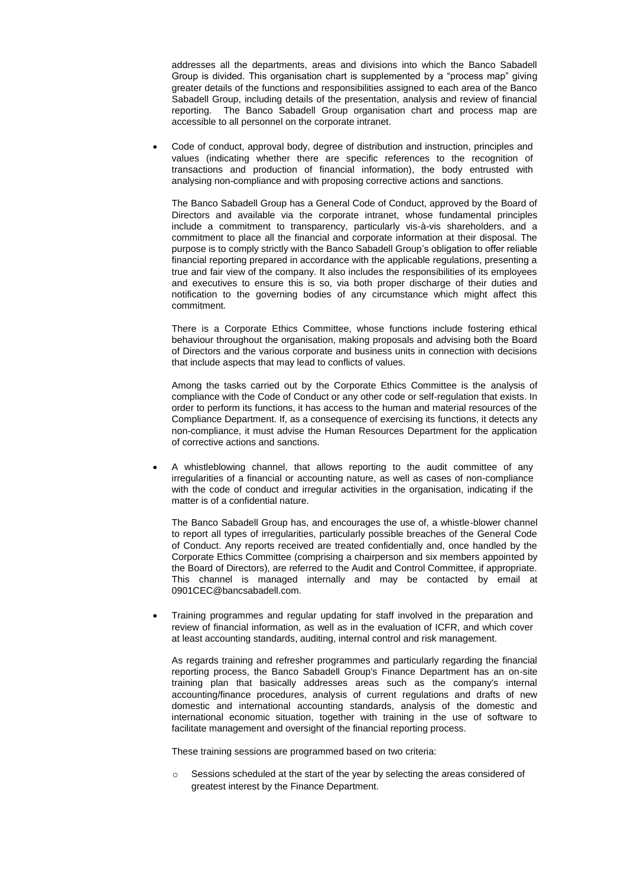addresses all the departments, areas and divisions into which the Banco Sabadell Group is divided. This organisation chart is supplemented by a "process map" giving greater details of the functions and responsibilities assigned to each area of the Banco Sabadell Group, including details of the presentation, analysis and review of financial reporting. The Banco Sabadell Group organisation chart and process map are accessible to all personnel on the corporate intranet.

- Code of conduct, approval body, degree of distribution and instruction, principles and values (indicating whether there are specific references to the recognition of transactions and production of financial information), the body entrusted with analysing non-compliance and with proposing corrective actions and sanctions.

  The Banco Sabadell Group has a General Code of Conduct, approved by the Board of Directors and available via the corporate intranet, whose fundamental principles include a commitment to transparency, particularly vis-à-vis shareholders, and a commitment to place all the financial and corporate information at their disposal. The purpose is to comply strictly with the Banco Sabadell Group's obligation to offer reliable financial reporting prepared in accordance with the applicable regulations, presenting a true and fair view of the company. It also includes the responsibilities of its employees and executives to ensure this is so, via both proper discharge of their duties and notification to the governing bodies of any circumstance which might affect this commitment.

  There is a Corporate Ethics Committee, whose functions include fostering ethical behaviour throughout the organisation, making proposals and advising both the Board of Directors and the various corporate and business units in connection with decisions that include aspects that may lead to conflicts of values.

  Among the tasks carried out by the Corporate Ethics Committee is the analysis of compliance with the Code of Conduct or any other code or self-regulation that exists. In order to perform its functions, it has access to the human and material resources of the Compliance Department. If, as a consequence of exercising its functions, it detects any non-compliance, it must advise the Human Resources Department for the application of corrective actions and sanctions.

- A whistleblowing channel, that allows reporting to the audit committee of any irregularities of a financial or accounting nature, as well as cases of non-compliance with the code of conduct and irregular activities in the organisation, indicating if the matter is of a confidential nature.

  The Banco Sabadell Group has, and encourages the use of, a whistle-blower channel to report all types of irregularities, particularly possible breaches of the General Code of Conduct. Any reports received are treated confidentially and, once handled by the Corporate Ethics Committee (comprising a chairperson and six members appointed by the Board of Directors), are referred to the Audit and Control Committee, if appropriate. This channel is managed internally and may be contacted by email at 0901CEC@bancsabadell.com.

- Training programmes and regular updating for staff involved in the preparation and review of financial information, as well as in the evaluation of ICFR, and which cover at least accounting standards, auditing, internal control and risk management.

  As regards training and refresher programmes and particularly regarding the financial reporting process, the Banco Sabadell Group's Finance Department has an on-site training plan that basically addresses areas such as the company's internal accounting/finance procedures, analysis of current regulations and drafts of new domestic and international accounting standards, analysis of the domestic and international economic situation, together with training in the use of software to facilitate management and oversight of the financial reporting process.

  These training sessions are programmed based on two criteria:

  - Sessions scheduled at the start of the year by selecting the areas considered of greatest interest by the Finance Department.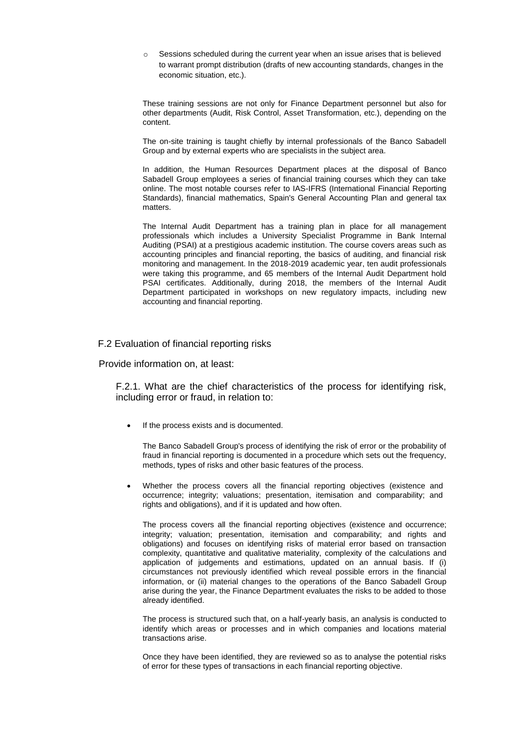- Sessions scheduled during the current year when an issue arises that is believed to warrant prompt distribution (drafts of new accounting standards, changes in the economic situation, etc.).

These training sessions are not only for Finance Department personnel but also for other departments (Audit, Risk Control, Asset Transformation, etc.), depending on the content.

The on-site training is taught chiefly by internal professionals of the Banco Sabadell Group and by external experts who are specialists in the subject area.

In addition, the Human Resources Department places at the disposal of Banco Sabadell Group employees a series of financial training courses which they can take online. The most notable courses refer to IAS-IFRS (International Financial Reporting Standards), financial mathematics, Spain's General Accounting Plan and general tax matters.

The Internal Audit Department has a training plan in place for all management professionals which includes a University Specialist Programme in Bank Internal Auditing (PSAI) at a prestigious academic institution. The course covers areas such as accounting principles and financial reporting, the basics of auditing, and financial risk monitoring and management. In the 2018-2019 academic year, ten audit professionals were taking this programme, and 65 members of the Internal Audit Department hold PSAI certificates. Additionally, during 2018, the members of the Internal Audit Department participated in workshops on new regulatory impacts, including new accounting and financial reporting.

## F.2 Evaluation of financial reporting risks

Provide information on, at least:

### F.2.1. What are the chief characteristics of the process for identifying risk, including error or fraud, in relation to:

- If the process exists and is documented.

  The Banco Sabadell Group's process of identifying the risk of error or the probability of fraud in financial reporting is documented in a procedure which sets out the frequency, methods, types of risks and other basic features of the process.

- Whether the process covers all the financial reporting objectives (existence and occurrence; integrity; valuations; presentation, itemisation and comparability; and rights and obligations), and if it is updated and how often.

  The process covers all the financial reporting objectives (existence and occurrence; integrity; valuation; presentation, itemisation and comparability; and rights and obligations) and focuses on identifying risks of material error based on transaction complexity, quantitative and qualitative materiality, complexity of the calculations and application of judgements and estimations, updated on an annual basis. If (i) circumstances not previously identified which reveal possible errors in the financial information, or (ii) material changes to the operations of the Banco Sabadell Group arise during the year, the Finance Department evaluates the risks to be added to those already identified.

  The process is structured such that, on a half-yearly basis, an analysis is conducted to identify which areas or processes and in which companies and locations material transactions arise.

  Once they have been identified, they are reviewed so as to analyse the potential risks of error for these types of transactions in each financial reporting objective.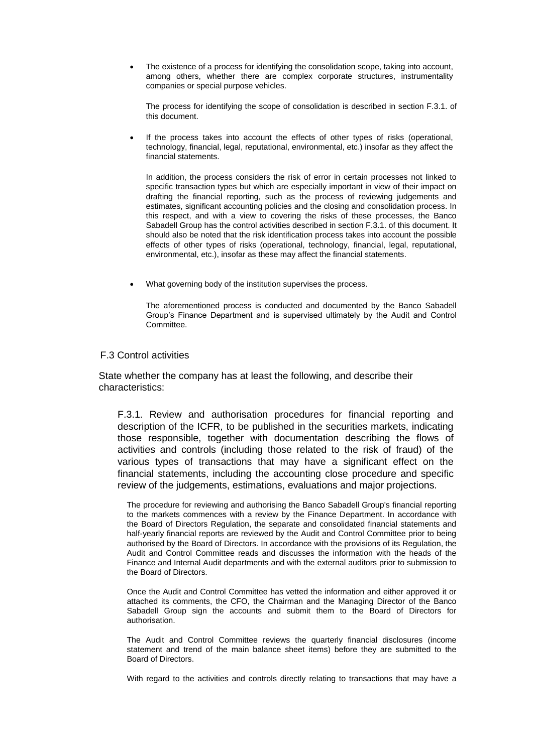- The existence of a process for identifying the consolidation scope, taking into account, among others, whether there are complex corporate structures, instrumentality companies or special purpose vehicles.

  The process for identifying the scope of consolidation is described in section F.3.1. of this document.

- If the process takes into account the effects of other types of risks (operational, technology, financial, legal, reputational, environmental, etc.) insofar as they affect the financial statements.

  In addition, the process considers the risk of error in certain processes not linked to specific transaction types but which are especially important in view of their impact on drafting the financial reporting, such as the process of reviewing judgements and estimates, significant accounting policies and the closing and consolidation process. In this respect, and with a view to covering the risks of these processes, the Banco Sabadell Group has the control activities described in section F.3.1. of this document. It should also be noted that the risk identification process takes into account the possible effects of other types of risks (operational, technology, financial, legal, reputational, environmental, etc.), insofar as these may affect the financial statements.

- What governing body of the institution supervises the process.

  The aforementioned process is conducted and documented by the Banco Sabadell Group's Finance Department and is supervised ultimately by the Audit and Control Committee.

## F.3 Control activities

State whether the company has at least the following, and describe their characteristics:

### F.3.1. Review and authorisation procedures for financial reporting and description of the ICFR, to be published in the securities markets, indicating those responsible, together with documentation describing the flows of activities and controls (including those related to the risk of fraud) of the various types of transactions that may have a significant effect on the financial statements, including the accounting close procedure and specific review of the judgements, estimations, evaluations and major projections.

The procedure for reviewing and authorising the Banco Sabadell Group's financial reporting to the markets commences with a review by the Finance Department. In accordance with the Board of Directors Regulation, the separate and consolidated financial statements and half-yearly financial reports are reviewed by the Audit and Control Committee prior to being authorised by the Board of Directors. In accordance with the provisions of its Regulation, the Audit and Control Committee reads and discusses the information with the heads of the Finance and Internal Audit departments and with the external auditors prior to submission to the Board of Directors.

Once the Audit and Control Committee has vetted the information and either approved it or attached its comments, the CFO, the Chairman and the Managing Director of the Banco Sabadell Group sign the accounts and submit them to the Board of Directors for authorisation.

The Audit and Control Committee reviews the quarterly financial disclosures (income statement and trend of the main balance sheet items) before they are submitted to the Board of Directors.

With regard to the activities and controls directly relating to transactions that may have a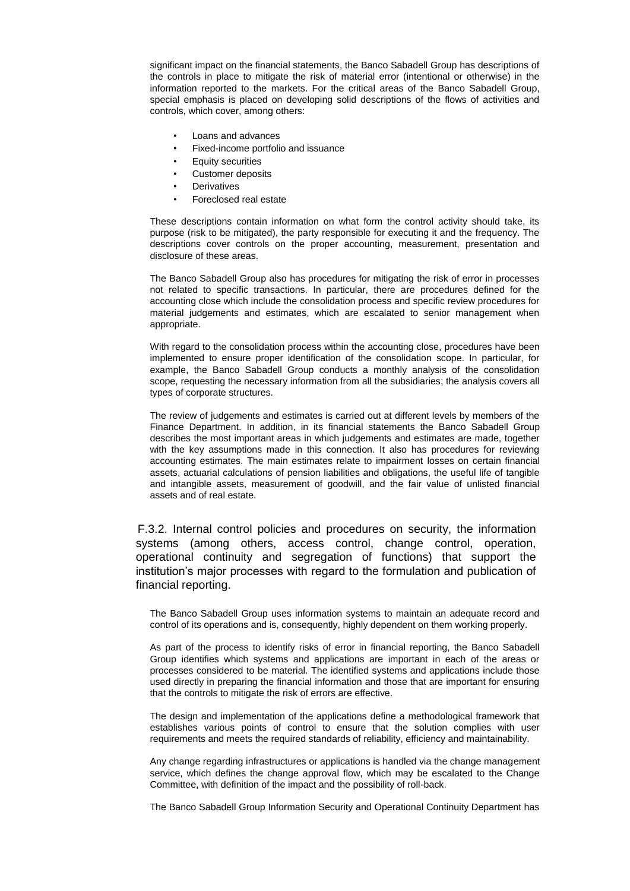significant impact on the financial statements, the Banco Sabadell Group has descriptions of the controls in place to mitigate the risk of material error (intentional or otherwise) in the information reported to the markets. For the critical areas of the Banco Sabadell Group, special emphasis is placed on developing solid descriptions of the flows of activities and controls, which cover, among others:

- Loans and advances
- Fixed-income portfolio and issuance
- Equity securities
- Customer deposits
- Derivatives
- Foreclosed real estate

These descriptions contain information on what form the control activity should take, its purpose (risk to be mitigated), the party responsible for executing it and the frequency. The descriptions cover controls on the proper accounting, measurement, presentation and disclosure of these areas.

The Banco Sabadell Group also has procedures for mitigating the risk of error in processes not related to specific transactions. In particular, there are procedures defined for the accounting close which include the consolidation process and specific review procedures for material judgements and estimates, which are escalated to senior management when appropriate.

With regard to the consolidation process within the accounting close, procedures have been implemented to ensure proper identification of the consolidation scope. In particular, for example, the Banco Sabadell Group conducts a monthly analysis of the consolidation scope, requesting the necessary information from all the subsidiaries; the analysis covers all types of corporate structures.

The review of judgements and estimates is carried out at different levels by members of the Finance Department. In addition, in its financial statements the Banco Sabadell Group describes the most important areas in which judgements and estimates are made, together with the key assumptions made in this connection. It also has procedures for reviewing accounting estimates. The main estimates relate to impairment losses on certain financial assets, actuarial calculations of pension liabilities and obligations, the useful life of tangible and intangible assets, measurement of goodwill, and the fair value of unlisted financial assets and of real estate.

### F.3.2. Internal control policies and procedures on security, the information systems (among others, access control, change control, operation, operational continuity and segregation of functions) that support the institution's major processes with regard to the formulation and publication of financial reporting.

The Banco Sabadell Group uses information systems to maintain an adequate record and control of its operations and is, consequently, highly dependent on them working properly.

As part of the process to identify risks of error in financial reporting, the Banco Sabadell Group identifies which systems and applications are important in each of the areas or processes considered to be material. The identified systems and applications include those used directly in preparing the financial information and those that are important for ensuring that the controls to mitigate the risk of errors are effective.

The design and implementation of the applications define a methodological framework that establishes various points of control to ensure that the solution complies with user requirements and meets the required standards of reliability, efficiency and maintainability.

Any change regarding infrastructures or applications is handled via the change management service, which defines the change approval flow, which may be escalated to the Change Committee, with definition of the impact and the possibility of roll-back.

The Banco Sabadell Group Information Security and Operational Continuity Department has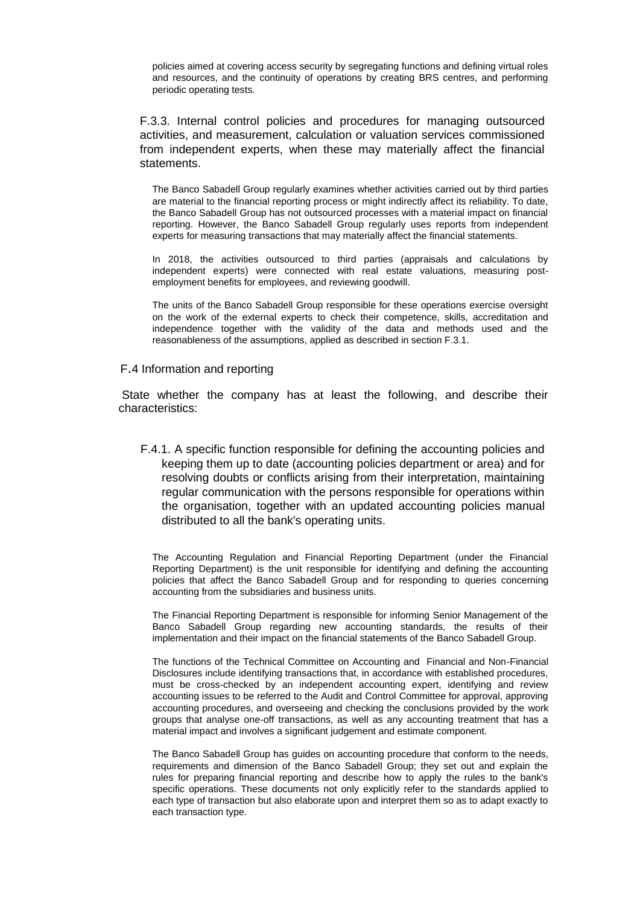policies aimed at covering access security by segregating functions and defining virtual roles and resources, and the continuity of operations by creating BRS centres, and performing periodic operating tests.

### F.3.3. Internal control policies and procedures for managing outsourced activities, and measurement, calculation or valuation services commissioned from independent experts, when these may materially affect the financial statements.

The Banco Sabadell Group regularly examines whether activities carried out by third parties are material to the financial reporting process or might indirectly affect its reliability. To date, the Banco Sabadell Group has not outsourced processes with a material impact on financial reporting. However, the Banco Sabadell Group regularly uses reports from independent experts for measuring transactions that may materially affect the financial statements.

In 2018, the activities outsourced to third parties (appraisals and calculations by independent experts) were connected with real estate valuations, measuring post-employment benefits for employees, and reviewing goodwill.

The units of the Banco Sabadell Group responsible for these operations exercise oversight on the work of the external experts to check their competence, skills, accreditation and independence together with the validity of the data and methods used and the reasonableness of the assumptions, applied as described in section F.3.1.

## F.4 Information and reporting

State whether the company has at least the following, and describe their characteristics:

### F.4.1. A specific function responsible for defining the accounting policies and keeping them up to date (accounting policies department or area) and for resolving doubts or conflicts arising from their interpretation, maintaining regular communication with the persons responsible for operations within the organisation, together with an updated accounting policies manual distributed to all the bank's operating units.

The Accounting Regulation and Financial Reporting Department (under the Financial Reporting Department) is the unit responsible for identifying and defining the accounting policies that affect the Banco Sabadell Group and for responding to queries concerning accounting from the subsidiaries and business units.

The Financial Reporting Department is responsible for informing Senior Management of the Banco Sabadell Group regarding new accounting standards, the results of their implementation and their impact on the financial statements of the Banco Sabadell Group.

The functions of the Technical Committee on Accounting and Financial and Non-Financial Disclosures include identifying transactions that, in accordance with established procedures, must be cross-checked by an independent accounting expert, identifying and review accounting issues to be referred to the Audit and Control Committee for approval, approving accounting procedures, and overseeing and checking the conclusions provided by the work groups that analyse one-off transactions, as well as any accounting treatment that has a material impact and involves a significant judgement and estimate component.

The Banco Sabadell Group has guides on accounting procedure that conform to the needs, requirements and dimension of the Banco Sabadell Group; they set out and explain the rules for preparing financial reporting and describe how to apply the rules to the bank's specific operations. These documents not only explicitly refer to the standards applied to each type of transaction but also elaborate upon and interpret them so as to adapt exactly to each transaction type.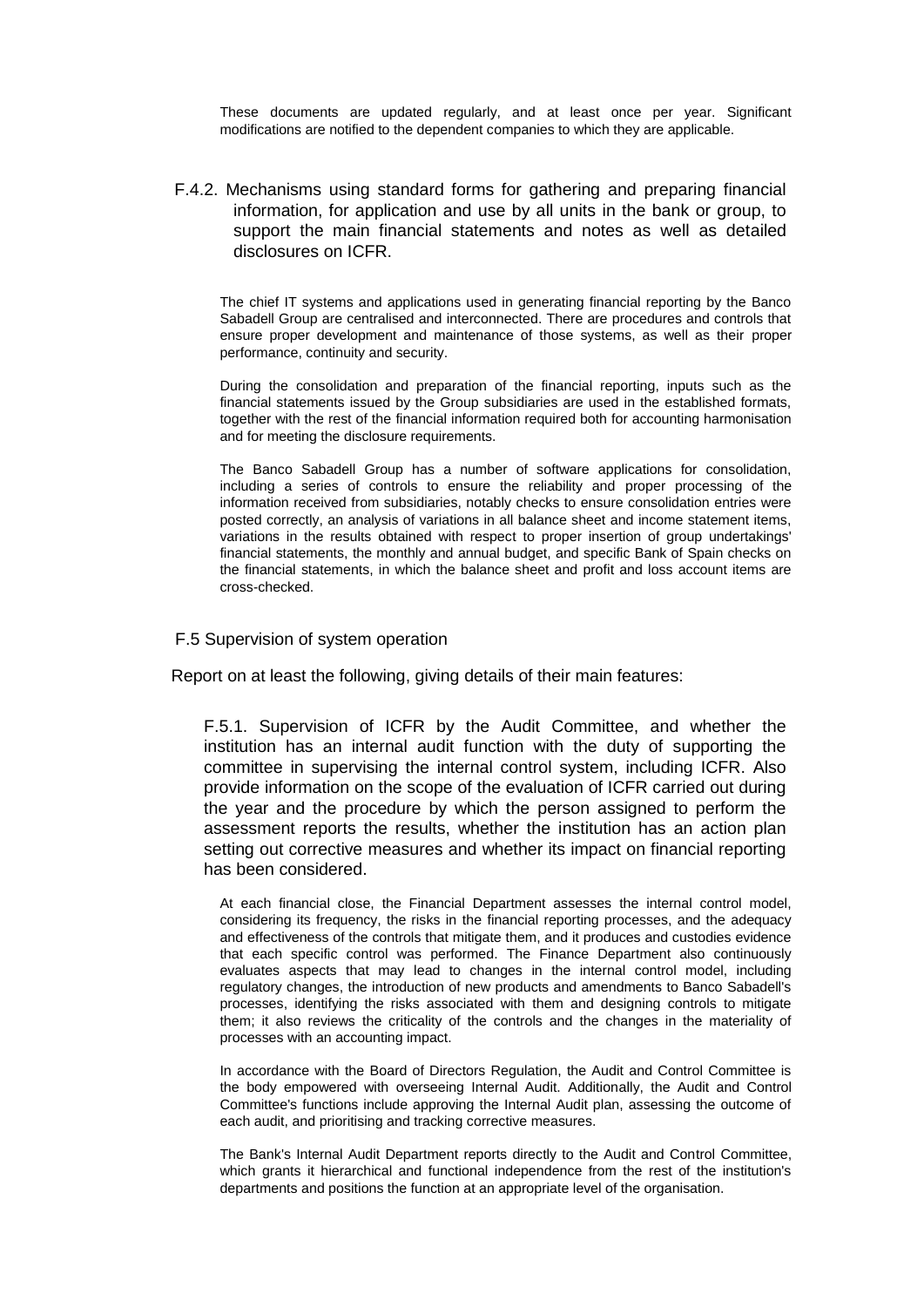These documents are updated regularly, and at least once per year. Significant modifications are notified to the dependent companies to which they are applicable.

### F.4.2. Mechanisms using standard forms for gathering and preparing financial information, for application and use by all units in the bank or group, to support the main financial statements and notes as well as detailed disclosures on ICFR.

The chief IT systems and applications used in generating financial reporting by the Banco Sabadell Group are centralised and interconnected. There are procedures and controls that ensure proper development and maintenance of those systems, as well as their proper performance, continuity and security.

During the consolidation and preparation of the financial reporting, inputs such as the financial statements issued by the Group subsidiaries are used in the established formats, together with the rest of the financial information required both for accounting harmonisation and for meeting the disclosure requirements.

The Banco Sabadell Group has a number of software applications for consolidation, including a series of controls to ensure the reliability and proper processing of the information received from subsidiaries, notably checks to ensure consolidation entries were posted correctly, an analysis of variations in all balance sheet and income statement items, variations in the results obtained with respect to proper insertion of group undertakings' financial statements, the monthly and annual budget, and specific Bank of Spain checks on the financial statements, in which the balance sheet and profit and loss account items are cross-checked.

## F.5 Supervision of system operation

Report on at least the following, giving details of their main features:

### F.5.1. Supervision of ICFR by the Audit Committee, and whether the institution has an internal audit function with the duty of supporting the committee in supervising the internal control system, including ICFR. Also provide information on the scope of the evaluation of ICFR carried out during the year and the procedure by which the person assigned to perform the assessment reports the results, whether the institution has an action plan setting out corrective measures and whether its impact on financial reporting has been considered.

At each financial close, the Financial Department assesses the internal control model, considering its frequency, the risks in the financial reporting processes, and the adequacy and effectiveness of the controls that mitigate them, and it produces and custodies evidence that each specific control was performed. The Finance Department also continuously evaluates aspects that may lead to changes in the internal control model, including regulatory changes, the introduction of new products and amendments to Banco Sabadell's processes, identifying the risks associated with them and designing controls to mitigate them; it also reviews the criticality of the controls and the changes in the materiality of processes with an accounting impact.

In accordance with the Board of Directors Regulation, the Audit and Control Committee is the body empowered with overseeing Internal Audit. Additionally, the Audit and Control Committee's functions include approving the Internal Audit plan, assessing the outcome of each audit, and prioritising and tracking corrective measures.

The Bank's Internal Audit Department reports directly to the Audit and Control Committee, which grants it hierarchical and functional independence from the rest of the institution's departments and positions the function at an appropriate level of the organisation.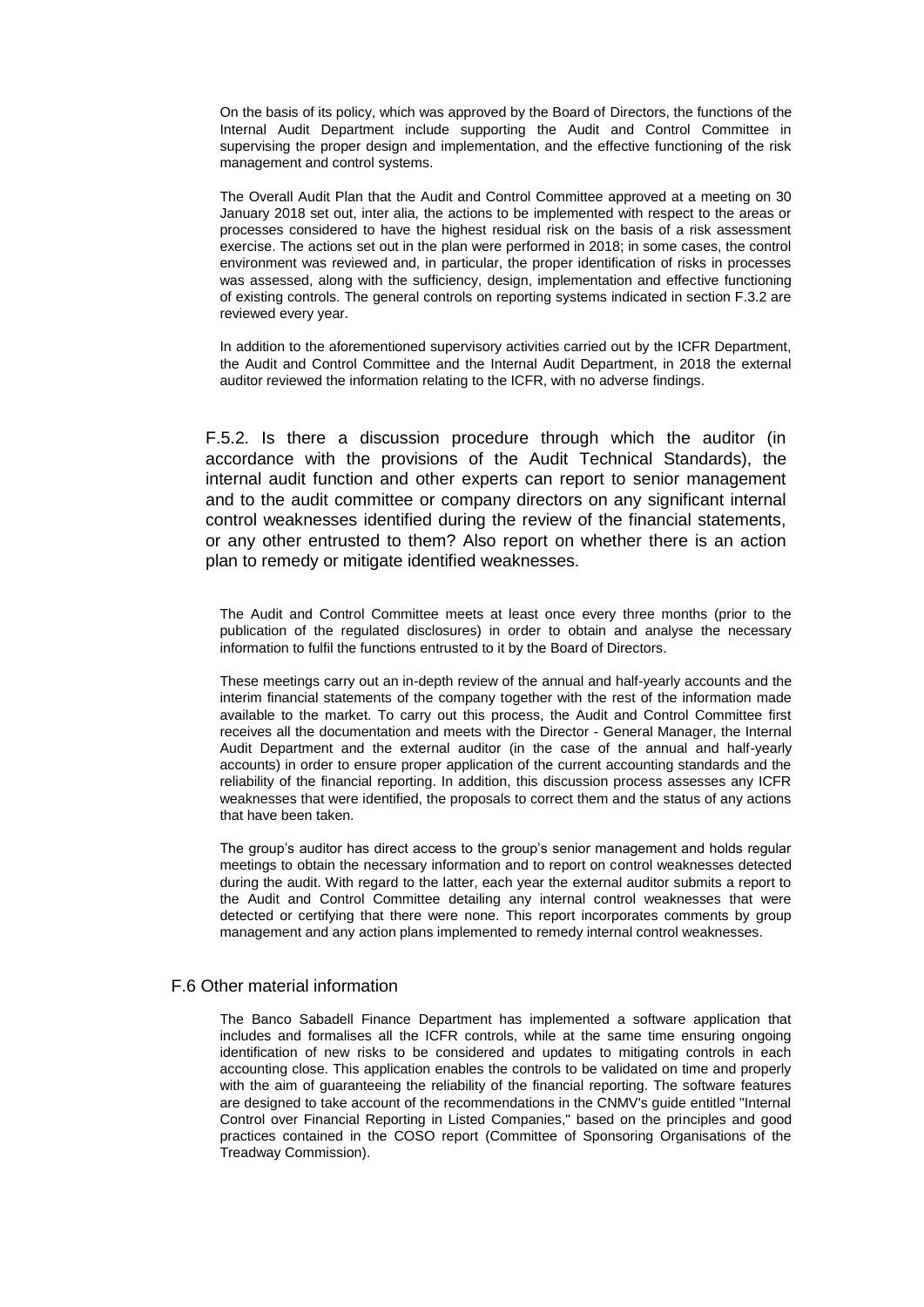On the basis of its policy, which was approved by the Board of Directors, the functions of the Internal Audit Department include supporting the Audit and Control Committee in supervising the proper design and implementation, and the effective functioning of the risk management and control systems.

The Overall Audit Plan that the Audit and Control Committee approved at a meeting on 30 January 2018 set out, inter alia, the actions to be implemented with respect to the areas or processes considered to have the highest residual risk on the basis of a risk assessment exercise. The actions set out in the plan were performed in 2018; in some cases, the control environment was reviewed and, in particular, the proper identification of risks in processes was assessed, along with the sufficiency, design, implementation and effective functioning of existing controls. The general controls on reporting systems indicated in section F.3.2 are reviewed every year.

In addition to the aforementioned supervisory activities carried out by the ICFR Department, the Audit and Control Committee and the Internal Audit Department, in 2018 the external auditor reviewed the information relating to the ICFR, with no adverse findings.

### F.5.2. Is there a discussion procedure through which the auditor (in accordance with the provisions of the Audit Technical Standards), the internal audit function and other experts can report to senior management and to the audit committee or company directors on any significant internal control weaknesses identified during the review of the financial statements, or any other entrusted to them? Also report on whether there is an action plan to remedy or mitigate identified weaknesses.

The Audit and Control Committee meets at least once every three months (prior to the publication of the regulated disclosures) in order to obtain and analyse the necessary information to fulfil the functions entrusted to it by the Board of Directors.

These meetings carry out an in-depth review of the annual and half-yearly accounts and the interim financial statements of the company together with the rest of the information made available to the market. To carry out this process, the Audit and Control Committee first receives all the documentation and meets with the Director - General Manager, the Internal Audit Department and the external auditor (in the case of the annual and half-yearly accounts) in order to ensure proper application of the current accounting standards and the reliability of the financial reporting. In addition, this discussion process assesses any ICFR weaknesses that were identified, the proposals to correct them and the status of any actions that have been taken.

The group's auditor has direct access to the group's senior management and holds regular meetings to obtain the necessary information and to report on control weaknesses detected during the audit. With regard to the latter, each year the external auditor submits a report to the Audit and Control Committee detailing any internal control weaknesses that were detected or certifying that there were none. This report incorporates comments by group management and any action plans implemented to remedy internal control weaknesses.

## F.6 Other material information

The Banco Sabadell Finance Department has implemented a software application that includes and formalises all the ICFR controls, while at the same time ensuring ongoing identification of new risks to be considered and updates to mitigating controls in each accounting close. This application enables the controls to be validated on time and properly with the aim of guaranteeing the reliability of the financial reporting. The software features are designed to take account of the recommendations in the CNMV's guide entitled "Internal Control over Financial Reporting in Listed Companies," based on the principles and good practices contained in the COSO report (Committee of Sponsoring Organisations of the Treadway Commission).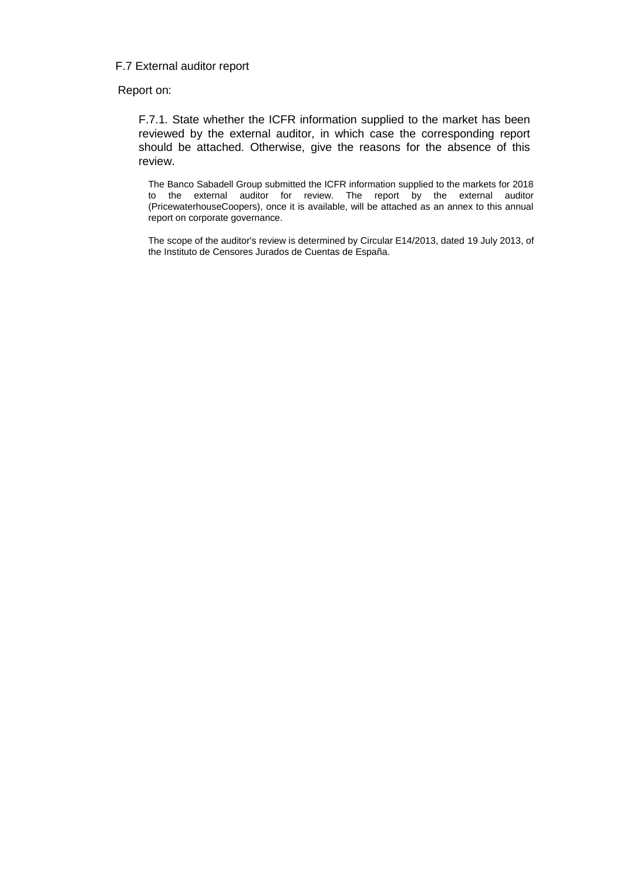## F.7 External auditor report

Report on:

F.7.1. State whether the ICFR information supplied to the market has been reviewed by the external auditor, in which case the corresponding report should be attached. Otherwise, give the reasons for the absence of this review.

The Banco Sabadell Group submitted the ICFR information supplied to the markets for 2018 to the external auditor for review. The report by the external auditor (PricewaterhouseCoopers), once it is available, will be attached as an annex to this annual report on corporate governance.

The scope of the auditor's review is determined by Circular E14/2013, dated 19 July 2013, of the Instituto de Censores Jurados de Cuentas de España.